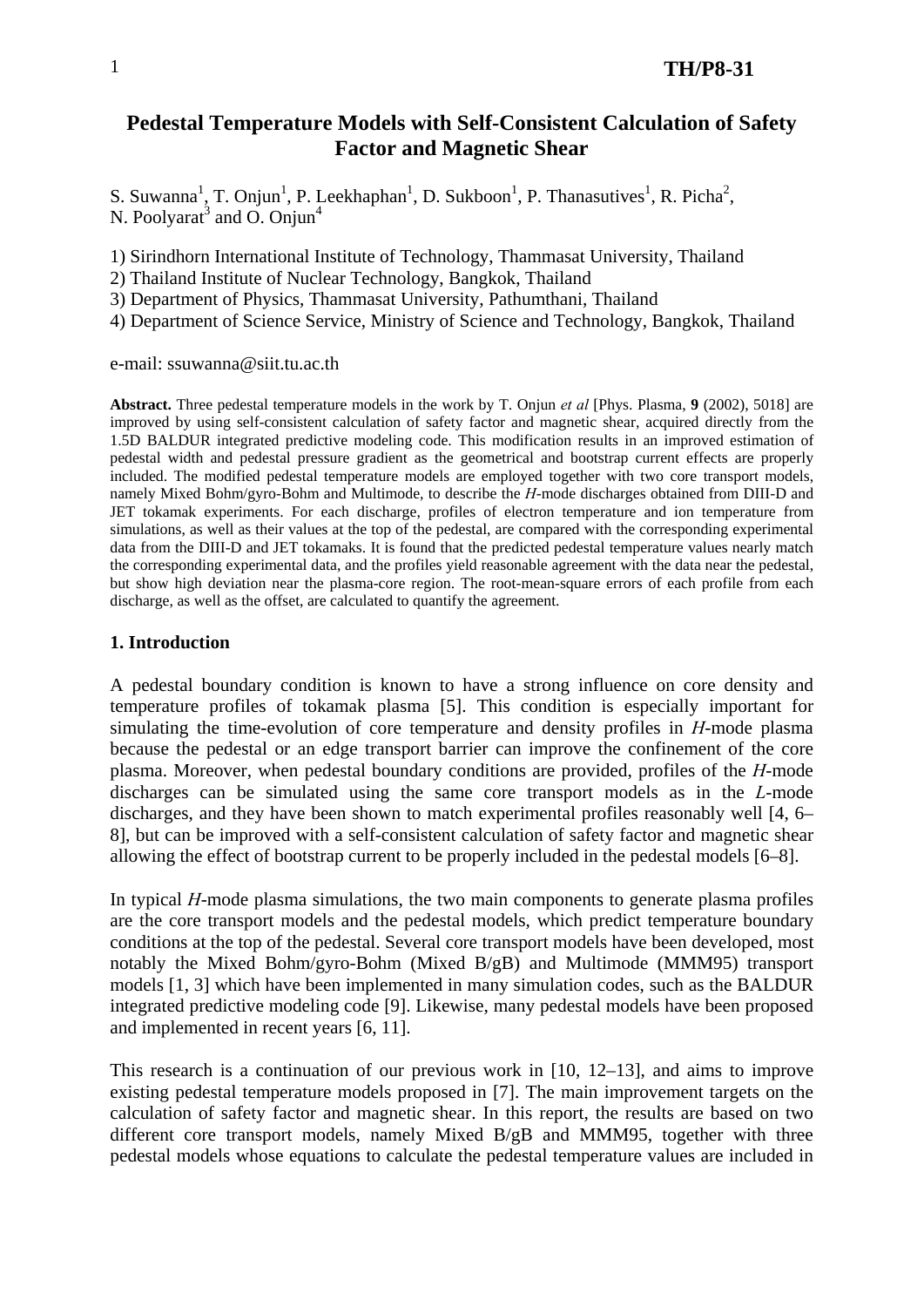# Pedestal Temperature Models with Self-Consistent Calculation of Safety Factor and Magnetic Shear

S. Suwanna[1], T. Onjun[1], P. Leekhaphan[1], D. Sukboon[1], P. Thanasutives[1], R. Picha[2], N. Poolyarat[3] and O. Onjun[4]

1) Sirindhorn International Institute of Technology, Thammasat University, Thailand
2) Thailand Institute of Nuclear Technology, Bangkok, Thailand
3) Department of Physics, Thammasat University, Pathumthani, Thailand
4) Department of Science Service, Ministry of Science and Technology, Bangkok, Thailand

e-mail: ssuwanna@siit.tu.ac.th

**Abstract.** Three pedestal temperature models in the work by T. Onjun *et al* [Phys. Plasma, **9** (2002), 5018] are improved by using self-consistent calculation of safety factor and magnetic shear, acquired directly from the 1.5D BALDUR integrated predictive modeling code. This modification results in an improved estimation of pedestal width and pedestal pressure gradient as the geometrical and bootstrap current effects are properly included. The modified pedestal temperature models are employed together with two core transport models, namely Mixed Bohm/gyro-Bohm and Multimode, to describe the *H*-mode discharges obtained from DIII-D and JET tokamak experiments. For each discharge, profiles of electron temperature and ion temperature from simulations, as well as their values at the top of the pedestal, are compared with the corresponding experimental data from the DIII-D and JET tokamaks. It is found that the predicted pedestal temperature values nearly match the corresponding experimental data, and the profiles yield reasonable agreement with the data near the pedestal, but show high deviation near the plasma-core region. The root-mean-square errors of each profile from each discharge, as well as the offset, are calculated to quantify the agreement.

## 1. Introduction

A pedestal boundary condition is known to have a strong influence on core density and temperature profiles of tokamak plasma [5]. This condition is especially important for simulating the time-evolution of core temperature and density profiles in *H*-mode plasma because the pedestal or an edge transport barrier can improve the confinement of the core plasma. Moreover, when pedestal boundary conditions are provided, profiles of the *H*-mode discharges can be simulated using the same core transport models as in the *L*-mode discharges, and they have been shown to match experimental profiles reasonably well [4, 6–8], but can be improved with a self-consistent calculation of safety factor and magnetic shear allowing the effect of bootstrap current to be properly included in the pedestal models [6–8].

In typical *H*-mode plasma simulations, the two main components to generate plasma profiles are the core transport models and the pedestal models, which predict temperature boundary conditions at the top of the pedestal. Several core transport models have been developed, most notably the Mixed Bohm/gyro-Bohm (Mixed B/gB) and Multimode (MMM95) transport models [1, 3] which have been implemented in many simulation codes, such as the BALDUR integrated predictive modeling code [9]. Likewise, many pedestal models have been proposed and implemented in recent years [6, 11].

This research is a continuation of our previous work in [10, 12–13], and aims to improve existing pedestal temperature models proposed in [7]. The main improvement targets on the calculation of safety factor and magnetic shear. In this report, the results are based on two different core transport models, namely Mixed B/gB and MMM95, together with three pedestal models whose equations to calculate the pedestal temperature values are included in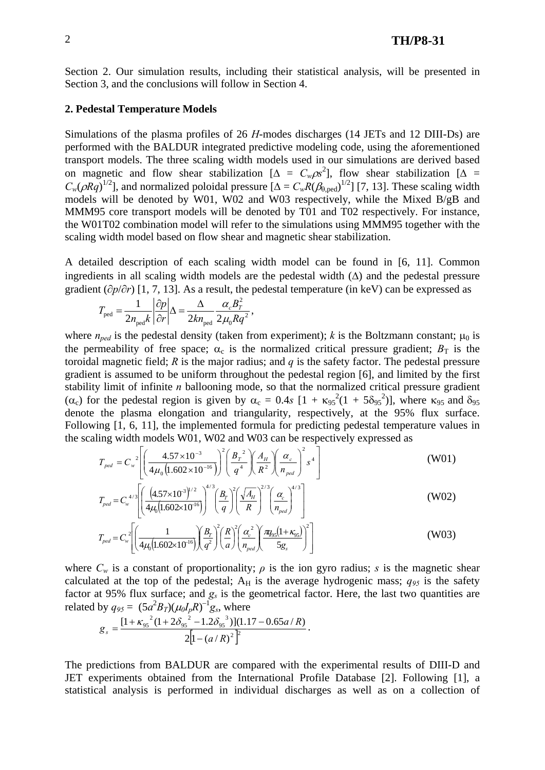Section 2. Our simulation results, including their statistical analysis, will be presented in Section 3, and the conclusions will follow in Section 4.

## 2. Pedestal Temperature Models

Simulations of the plasma profiles of 26 *H*-modes discharges (14 JETs and 12 DIII-Ds) are performed with the BALDUR integrated predictive modeling code, using the aforementioned transport models. The three scaling width models used in our simulations are derived based on magnetic and flow shear stabilization [$\Delta = C_w\rho s^2$], flow shear stabilization [$\Delta = C_w(\rho R q)^{1/2}$], and normalized poloidal pressure [$\Delta = C_w R(\beta_{0,\mathrm{ped}})^{1/2}$] [7, 13]. These scaling width models will be denoted by W01, W02 and W03 respectively, while the Mixed B/gB and MMM95 core transport models will be denoted by T01 and T02 respectively. For instance, the W01T02 combination model will refer to the simulations using MMM95 together with the scaling width model based on flow shear and magnetic shear stabilization.

A detailed description of each scaling width model can be found in [6, 11]. Common ingredients in all scaling width models are the pedestal width ($\Delta$) and the pedestal pressure gradient ($\partial p/\partial r$) [1, 7, 13]. As a result, the pedestal temperature (in keV) can be expressed as

$$T_{\mathrm{ped}} = \frac{1}{2 n_{\mathrm{ped}} k}\left|\frac{\partial p}{\partial r}\right|\Delta = \frac{\Delta}{2 k n_{\mathrm{ped}}}\frac{\alpha_c B_T^2}{2\mu_0 R q^2},$$

where $n_{ped}$ is the pedestal density (taken from experiment); $k$ is the Boltzmann constant; $\mu_0$ is the permeability of free space; $\alpha_c$ is the normalized critical pressure gradient; $B_T$ is the toroidal magnetic field; $R$ is the major radius; and $q$ is the safety factor. The pedestal pressure gradient is assumed to be uniform throughout the pedestal region [6], and limited by the first stability limit of infinite $n$ ballooning mode, so that the normalized critical pressure gradient ($\alpha_c$) for the pedestal region is given by $\alpha_c = 0.4s\ [1 + \kappa_{95}^2(1 + 5\delta_{95}^2)]$, where $\kappa_{95}$ and $\delta_{95}$ denote the plasma elongation and triangularity, respectively, at the 95% flux surface. Following [1, 6, 11], the implemented formula for predicting pedestal temperature values in the scaling width models W01, W02 and W03 can be respectively expressed as

$$T_{ped} = C_w{}^2\left[\left(\frac{4.57\times10^{-3}}{4\mu_0\left(1.602\times10^{-16}\right)}\right)^2\left(\frac{B_T{}^2}{q^4}\right)\left(\frac{A_H}{R^2}\right)\left(\frac{\alpha_c}{n_{ped}}\right)^2 s^4\right] \qquad \text{(W01)}$$

$$T_{ped} = C_w{}^{4/3}\left[\left(\frac{\left(4.57\times10^{-3}\right)^{1/2}}{4\mu_0\left(1.602\times10^{-16}\right)}\right)^{4/3}\left(\frac{B_T}{q}\right)^2\left(\frac{\sqrt{A_H}}{R}\right)^{2/3}\left(\frac{\alpha_c}{n_{ped}}\right)^{4/3}\right] \qquad \text{(W02)}$$

$$T_{ped} = C_w{}^2\left[\left(\frac{1}{4\mu_0\left(1.602\times10^{-16}\right)}\right)\left(\frac{B_T}{q^2}\right)^2\left(\frac{R}{a}\right)^2\left(\frac{\alpha_c{}^2}{n_{ped}}\right)\left(\frac{\pi q_{95}(1+\kappa_{95})}{5 g_s}\right)^2\right] \qquad \text{(W03)}$$

where $C_w$ is a constant of proportionality; $\rho$ is the ion gyro radius; $s$ is the magnetic shear calculated at the top of the pedestal; $A_H$ is the average hydrogenic mass; $q_{95}$ is the safety factor at 95% flux surface; and $g_s$ is the geometrical factor. Here, the last two quantities are related by $q_{95} = (5a^2 B_T)(\mu_0 I_p R)^{-1} g_s$, where

$$g_s = \frac{[1+\kappa_{95}{}^2(1+2\delta_{95}{}^2-1.2\delta_{95}{}^3)](1.17-0.65a/R)}{2\left[1-(a/R)^2\right]^2}.$$

The predictions from BALDUR are compared with the experimental results of DIII-D and JET experiments obtained from the International Profile Database [2]. Following [1], a statistical analysis is performed in individual discharges as well as on a collection of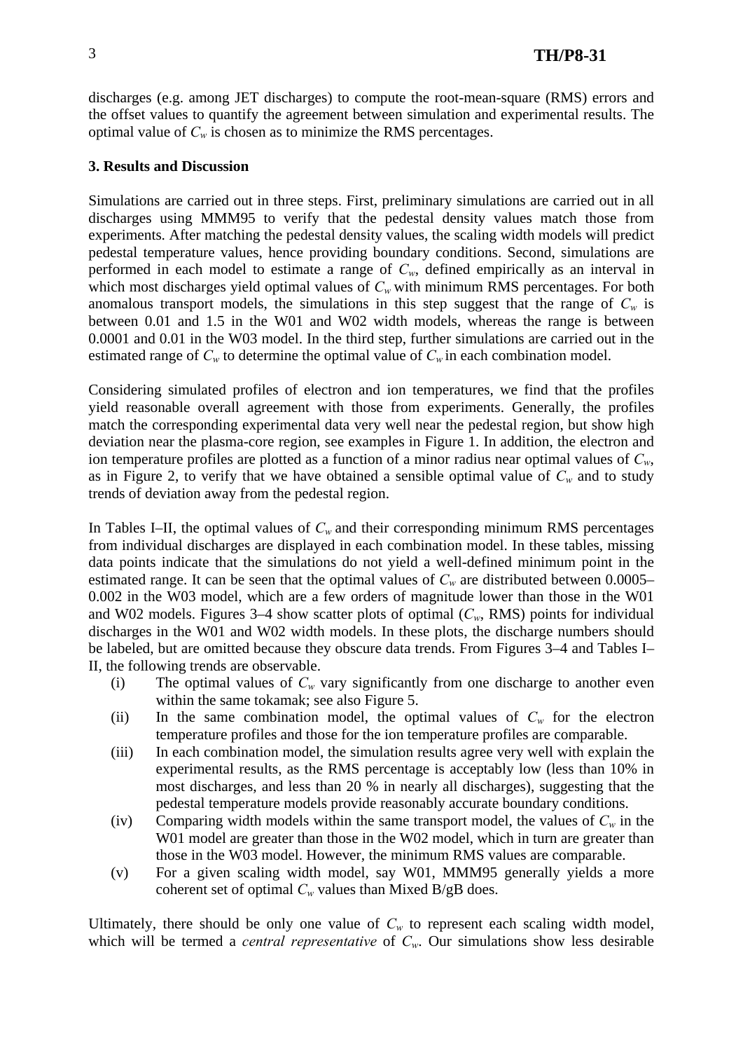discharges (e.g. among JET discharges) to compute the root-mean-square (RMS) errors and the offset values to quantify the agreement between simulation and experimental results. The optimal value of $C_w$ is chosen as to minimize the RMS percentages.

### 3. Results and Discussion

Simulations are carried out in three steps. First, preliminary simulations are carried out in all discharges using MMM95 to verify that the pedestal density values match those from experiments. After matching the pedestal density values, the scaling width models will predict pedestal temperature values, hence providing boundary conditions. Second, simulations are performed in each model to estimate a range of $C_w$, defined empirically as an interval in which most discharges yield optimal values of $C_w$ with minimum RMS percentages. For both anomalous transport models, the simulations in this step suggest that the range of $C_w$ is between 0.01 and 1.5 in the W01 and W02 width models, whereas the range is between 0.0001 and 0.01 in the W03 model. In the third step, further simulations are carried out in the estimated range of $C_w$ to determine the optimal value of $C_w$ in each combination model.

Considering simulated profiles of electron and ion temperatures, we find that the profiles yield reasonable overall agreement with those from experiments. Generally, the profiles match the corresponding experimental data very well near the pedestal region, but show high deviation near the plasma-core region, see examples in Figure 1. In addition, the electron and ion temperature profiles are plotted as a function of a minor radius near optimal values of $C_w$, as in Figure 2, to verify that we have obtained a sensible optimal value of $C_w$ and to study trends of deviation away from the pedestal region.

In Tables I–II, the optimal values of $C_w$ and their corresponding minimum RMS percentages from individual discharges are displayed in each combination model. In these tables, missing data points indicate that the simulations do not yield a well-defined minimum point in the estimated range. It can be seen that the optimal values of $C_w$ are distributed between 0.0005–0.002 in the W03 model, which are a few orders of magnitude lower than those in the W01 and W02 models. Figures 3–4 show scatter plots of optimal ($C_w$, RMS) points for individual discharges in the W01 and W02 width models. In these plots, the discharge numbers should be labeled, but are omitted because they obscure data trends. From Figures 3–4 and Tables I–II, the following trends are observable.

- (i) The optimal values of $C_w$ vary significantly from one discharge to another even within the same tokamak; see also Figure 5.
- (ii) In the same combination model, the optimal values of $C_w$ for the electron temperature profiles and those for the ion temperature profiles are comparable.
- (iii) In each combination model, the simulation results agree very well with explain the experimental results, as the RMS percentage is acceptably low (less than 10% in most discharges, and less than 20 % in nearly all discharges), suggesting that the pedestal temperature models provide reasonably accurate boundary conditions.
- (iv) Comparing width models within the same transport model, the values of $C_w$ in the W01 model are greater than those in the W02 model, which in turn are greater than those in the W03 model. However, the minimum RMS values are comparable.
- (v) For a given scaling width model, say W01, MMM95 generally yields a more coherent set of optimal $C_w$ values than Mixed B/gB does.

Ultimately, there should be only one value of $C_w$ to represent each scaling width model, which will be termed a *central representative* of $C_w$. Our simulations show less desirable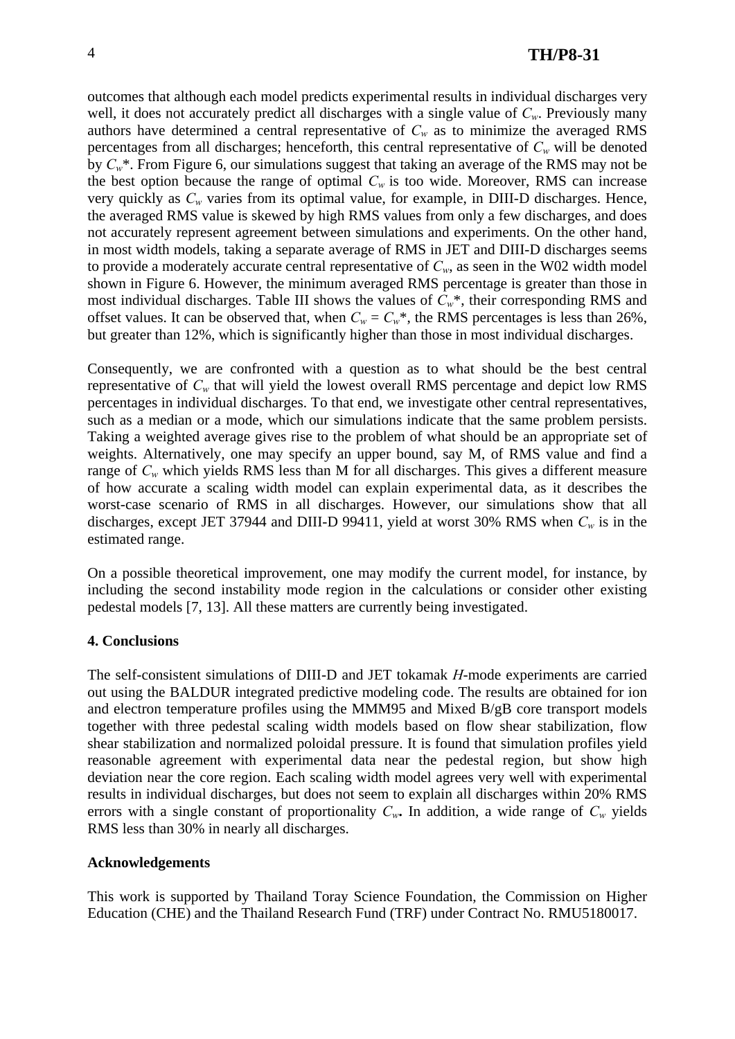outcomes that although each model predicts experimental results in individual discharges very well, it does not accurately predict all discharges with a single value of $C_w$. Previously many authors have determined a central representative of $C_w$ as to minimize the averaged RMS percentages from all discharges; henceforth, this central representative of $C_w$ will be denoted by $C_w$*. From Figure 6, our simulations suggest that taking an average of the RMS may not be the best option because the range of optimal $C_w$ is too wide. Moreover, RMS can increase very quickly as $C_w$ varies from its optimal value, for example, in DIII-D discharges. Hence, the averaged RMS value is skewed by high RMS values from only a few discharges, and does not accurately represent agreement between simulations and experiments. On the other hand, in most width models, taking a separate average of RMS in JET and DIII-D discharges seems to provide a moderately accurate central representative of $C_w$, as seen in the W02 width model shown in Figure 6. However, the minimum averaged RMS percentage is greater than those in most individual discharges. Table III shows the values of $C_w$*, their corresponding RMS and offset values. It can be observed that, when $C_w = C_w$*, the RMS percentages is less than 26%, but greater than 12%, which is significantly higher than those in most individual discharges.

Consequently, we are confronted with a question as to what should be the best central representative of $C_w$ that will yield the lowest overall RMS percentage and depict low RMS percentages in individual discharges. To that end, we investigate other central representatives, such as a median or a mode, which our simulations indicate that the same problem persists. Taking a weighted average gives rise to the problem of what should be an appropriate set of weights. Alternatively, one may specify an upper bound, say M, of RMS value and find a range of $C_w$ which yields RMS less than M for all discharges. This gives a different measure of how accurate a scaling width model can explain experimental data, as it describes the worst-case scenario of RMS in all discharges. However, our simulations show that all discharges, except JET 37944 and DIII-D 99411, yield at worst 30% RMS when $C_w$ is in the estimated range.

On a possible theoretical improvement, one may modify the current model, for instance, by including the second instability mode region in the calculations or consider other existing pedestal models [7, 13]. All these matters are currently being investigated.

**4. Conclusions**

The self-consistent simulations of DIII-D and JET tokamak *H*-mode experiments are carried out using the BALDUR integrated predictive modeling code. The results are obtained for ion and electron temperature profiles using the MMM95 and Mixed B/gB core transport models together with three pedestal scaling width models based on flow shear stabilization, flow shear stabilization and normalized poloidal pressure. It is found that simulation profiles yield reasonable agreement with experimental data near the pedestal region, but show high deviation near the core region. Each scaling width model agrees very well with experimental results in individual discharges, but does not seem to explain all discharges within 20% RMS errors with a single constant of proportionality $C_w$**.** In addition, a wide range of $C_w$ yields RMS less than 30% in nearly all discharges.

**Acknowledgements**

This work is supported by Thailand Toray Science Foundation, the Commission on Higher Education (CHE) and the Thailand Research Fund (TRF) under Contract No. RMU5180017.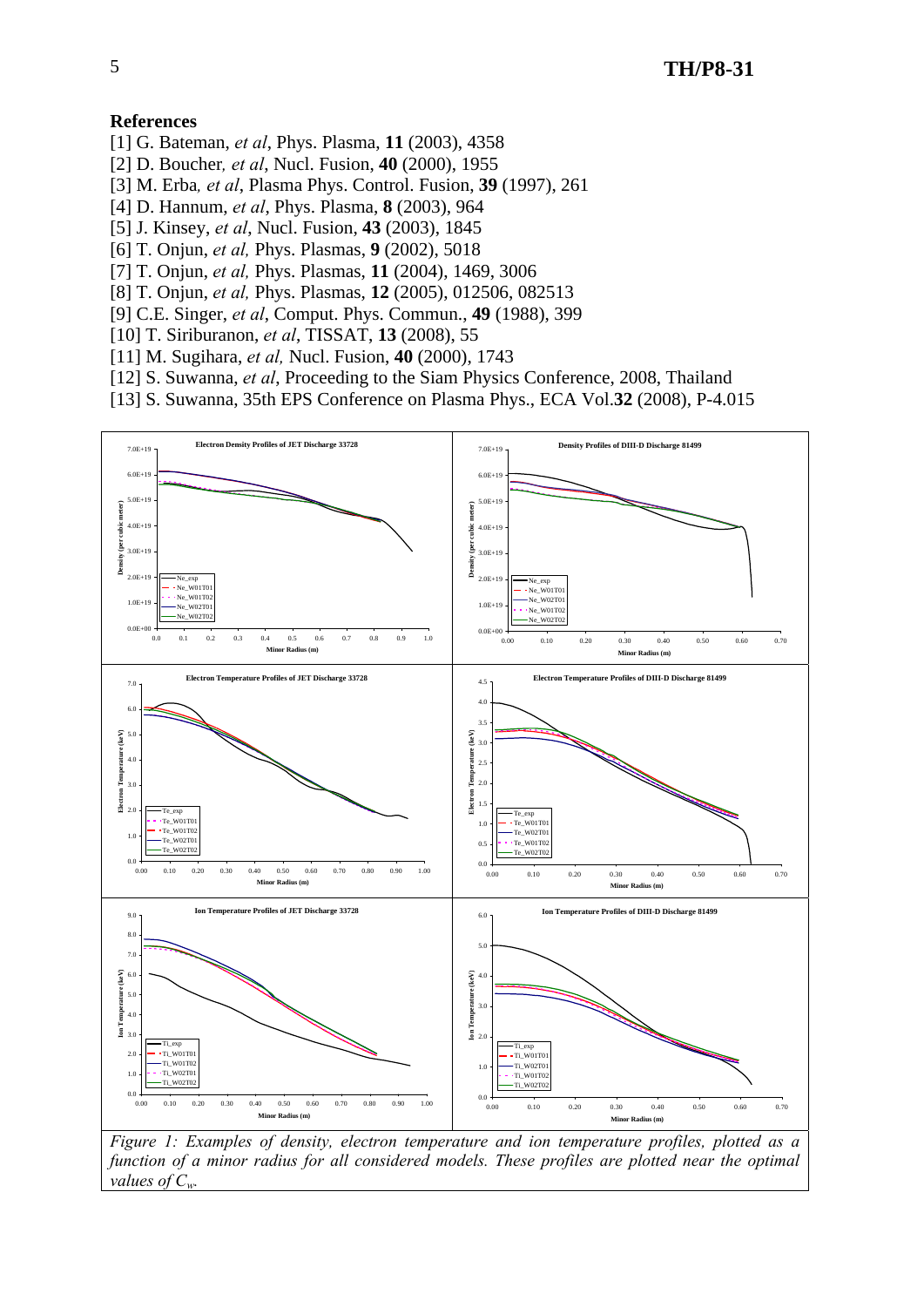## References

[1] G. Bateman, *et al*, Phys. Plasma, **11** (2003), 4358
[2] D. Boucher*, et al*, Nucl. Fusion, **40** (2000), 1955
[3] M. Erba*, et al*, Plasma Phys. Control. Fusion, **39** (1997), 261
[4] D. Hannum, *et al*, Phys. Plasma, **8** (2003), 964
[5] J. Kinsey, *et al*, Nucl. Fusion, **43** (2003), 1845
[6] T. Onjun, *et al,* Phys. Plasmas, **9** (2002), 5018
[7] T. Onjun, *et al,* Phys. Plasmas, **11** (2004), 1469, 3006
[8] T. Onjun, *et al,* Phys. Plasmas, **12** (2005), 012506, 082513
[9] C.E. Singer, *et al*, Comput. Phys. Commun., **49** (1988), 399
[10] T. Siriburanon, *et al*, TISSAT, **13** (2008), 55
[11] M. Sugihara, *et al,* Nucl. Fusion, **40** (2000), 1743
[12] S. Suwanna, *et al*, Proceeding to the Siam Physics Conference, 2008, Thailand
[13] S. Suwanna, 35th EPS Conference on Plasma Phys., ECA Vol.**32** (2008), P-4.015

*Figure 1: Examples of density, electron temperature and ion temperature profiles, plotted as a function of a minor radius for all considered models. These profiles are plotted near the optimal values of $C_w$.*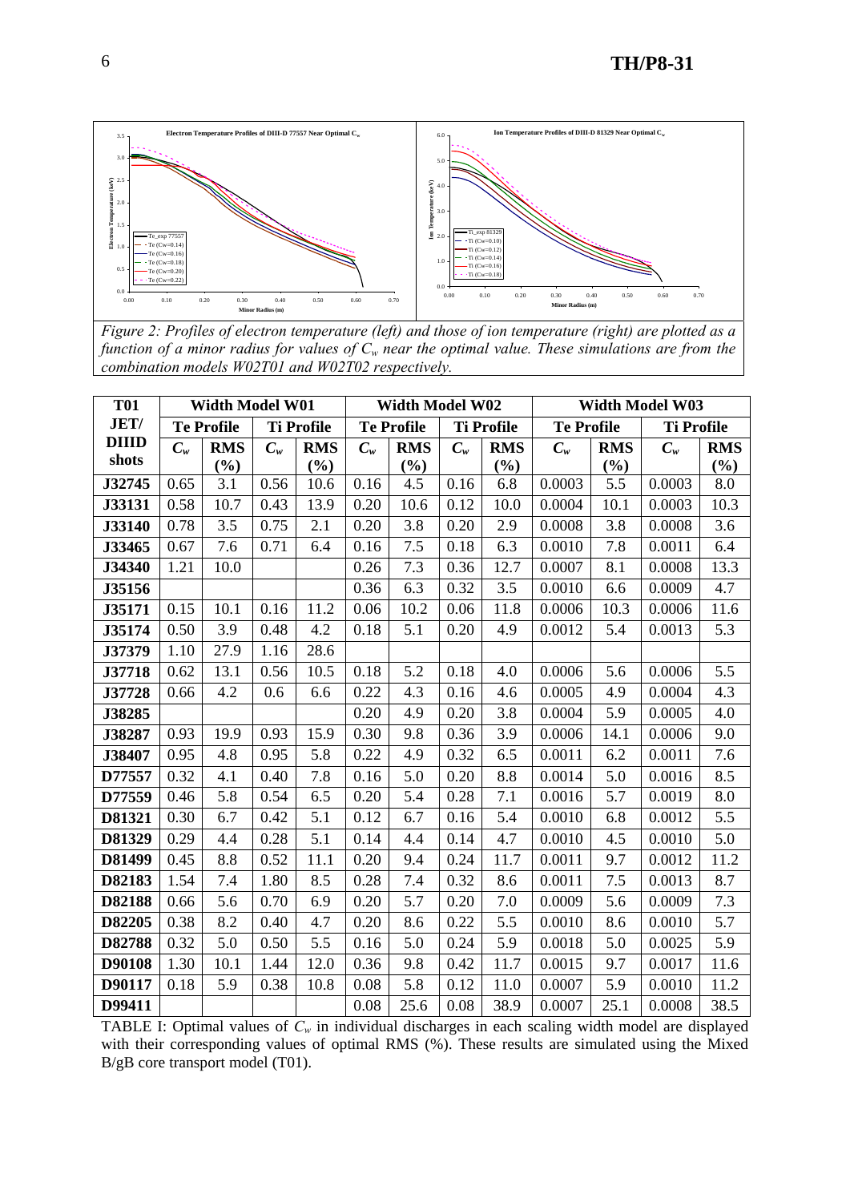*Figure 2: Profiles of electron temperature (left) and those of ion temperature (right) are plotted as a function of a minor radius for values of $C_w$ near the optimal value. These simulations are from the combination models W02T01 and W02T02 respectively.*

| T01 JET/ DIIID shots | Width Model W01 | | | | Width Model W02 | | | | Width Model W03 | | | |
|---|---|---|---|---|---|---|---|---|---|---|---|---|
| | Te Profile | | Ti Profile | | Te Profile | | Ti Profile | | Te Profile | | Ti Profile | |
| | $C_w$ | RMS (%) | $C_w$ | RMS (%) | $C_w$ | RMS (%) | $C_w$ | RMS (%) | $C_w$ | RMS (%) | $C_w$ | RMS (%) |
| J32745 | 0.65 | 3.1 | 0.56 | 10.6 | 0.16 | 4.5 | 0.16 | 6.8 | 0.0003 | 5.5 | 0.0003 | 8.0 |
| J33131 | 0.58 | 10.7 | 0.43 | 13.9 | 0.20 | 10.6 | 0.12 | 10.0 | 0.0004 | 10.1 | 0.0003 | 10.3 |
| J33140 | 0.78 | 3.5 | 0.75 | 2.1 | 0.20 | 3.8 | 0.20 | 2.9 | 0.0008 | 3.8 | 0.0008 | 3.6 |
| J33465 | 0.67 | 7.6 | 0.71 | 6.4 | 0.16 | 7.5 | 0.18 | 6.3 | 0.0010 | 7.8 | 0.0011 | 6.4 |
| J34340 | 1.21 | 10.0 | | | 0.26 | 7.3 | 0.36 | 12.7 | 0.0007 | 8.1 | 0.0008 | 13.3 |
| J35156 | | | | | 0.36 | 6.3 | 0.32 | 3.5 | 0.0010 | 6.6 | 0.0009 | 4.7 |
| J35171 | 0.15 | 10.1 | 0.16 | 11.2 | 0.06 | 10.2 | 0.06 | 11.8 | 0.0006 | 10.3 | 0.0006 | 11.6 |
| J35174 | 0.50 | 3.9 | 0.48 | 4.2 | 0.18 | 5.1 | 0.20 | 4.9 | 0.0012 | 5.4 | 0.0013 | 5.3 |
| J37379 | 1.10 | 27.9 | 1.16 | 28.6 | | | | | | | | |
| J37718 | 0.62 | 13.1 | 0.56 | 10.5 | 0.18 | 5.2 | 0.18 | 4.0 | 0.0006 | 5.6 | 0.0006 | 5.5 |
| J37728 | 0.66 | 4.2 | 0.6 | 6.6 | 0.22 | 4.3 | 0.16 | 4.6 | 0.0005 | 4.9 | 0.0004 | 4.3 |
| J38285 | | | | | 0.20 | 4.9 | 0.20 | 3.8 | 0.0004 | 5.9 | 0.0005 | 4.0 |
| J38287 | 0.93 | 19.9 | 0.93 | 15.9 | 0.30 | 9.8 | 0.36 | 3.9 | 0.0006 | 14.1 | 0.0006 | 9.0 |
| J38407 | 0.95 | 4.8 | 0.95 | 5.8 | 0.22 | 4.9 | 0.32 | 6.5 | 0.0011 | 6.2 | 0.0011 | 7.6 |
| D77557 | 0.32 | 4.1 | 0.40 | 7.8 | 0.16 | 5.0 | 0.20 | 8.8 | 0.0014 | 5.0 | 0.0016 | 8.5 |
| D77559 | 0.46 | 5.8 | 0.54 | 6.5 | 0.20 | 5.4 | 0.28 | 7.1 | 0.0016 | 5.7 | 0.0019 | 8.0 |
| D81321 | 0.30 | 6.7 | 0.42 | 5.1 | 0.12 | 6.7 | 0.16 | 5.4 | 0.0010 | 6.8 | 0.0012 | 5.5 |
| D81329 | 0.29 | 4.4 | 0.28 | 5.1 | 0.14 | 4.4 | 0.14 | 4.7 | 0.0010 | 4.5 | 0.0010 | 5.0 |
| D81499 | 0.45 | 8.8 | 0.52 | 11.1 | 0.20 | 9.4 | 0.24 | 11.7 | 0.0011 | 9.7 | 0.0012 | 11.2 |
| D82183 | 1.54 | 7.4 | 1.80 | 8.5 | 0.28 | 7.4 | 0.32 | 8.6 | 0.0011 | 7.5 | 0.0013 | 8.7 |
| D82188 | 0.66 | 5.6 | 0.70 | 6.9 | 0.20 | 5.7 | 0.20 | 7.0 | 0.0009 | 5.6 | 0.0009 | 7.3 |
| D82205 | 0.38 | 8.2 | 0.40 | 4.7 | 0.20 | 8.6 | 0.22 | 5.5 | 0.0010 | 8.6 | 0.0010 | 5.7 |
| D82788 | 0.32 | 5.0 | 0.50 | 5.5 | 0.16 | 5.0 | 0.24 | 5.9 | 0.0018 | 5.0 | 0.0025 | 5.9 |
| D90108 | 1.30 | 10.1 | 1.44 | 12.0 | 0.36 | 9.8 | 0.42 | 11.7 | 0.0015 | 9.7 | 0.0017 | 11.6 |
| D90117 | 0.18 | 5.9 | 0.38 | 10.8 | 0.08 | 5.8 | 0.12 | 11.0 | 0.0007 | 5.9 | 0.0010 | 11.2 |
| D99411 | | | | | 0.08 | 25.6 | 0.08 | 38.9 | 0.0007 | 25.1 | 0.0008 | 38.5 |

TABLE I: Optimal values of $C_w$ in individual discharges in each scaling width model are displayed with their corresponding values of optimal RMS (%). These results are simulated using the Mixed B/gB core transport model (T01).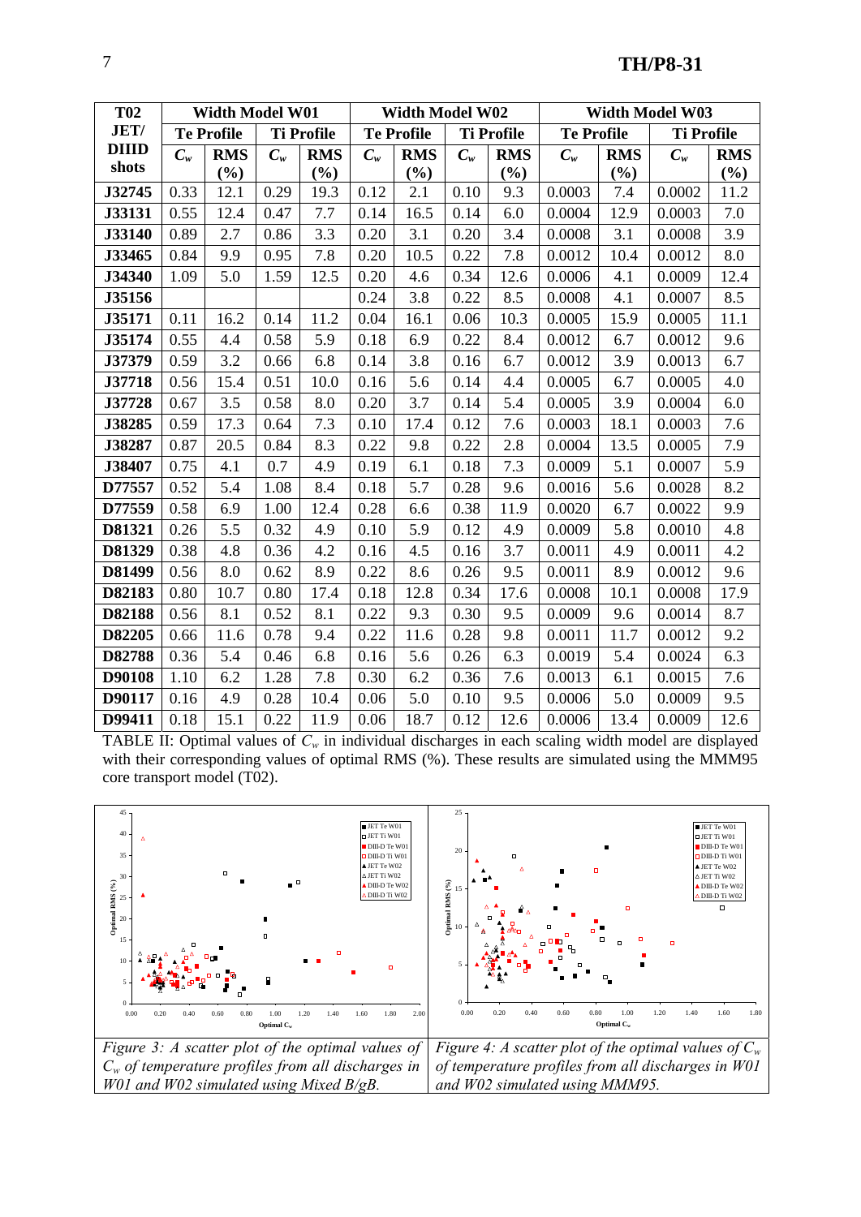| T02 JET/ DIIID shots | Width Model W01 | | | | Width Model W02 | | | | Width Model W03 | | | |
|---|---|---|---|---|---|---|---|---|---|---|---|---|
| | Te Profile | | Ti Profile | | Te Profile | | Ti Profile | | Te Profile | | Ti Profile | |
| | $C_w$ | RMS (%) | $C_w$ | RMS (%) | $C_w$ | RMS (%) | $C_w$ | RMS (%) | $C_w$ | RMS (%) | $C_w$ | RMS (%) |
| J32745 | 0.33 | 12.1 | 0.29 | 19.3 | 0.12 | 2.1 | 0.10 | 9.3 | 0.0003 | 7.4 | 0.0002 | 11.2 |
| J33131 | 0.55 | 12.4 | 0.47 | 7.7 | 0.14 | 16.5 | 0.14 | 6.0 | 0.0004 | 12.9 | 0.0003 | 7.0 |
| J33140 | 0.89 | 2.7 | 0.86 | 3.3 | 0.20 | 3.1 | 0.20 | 3.4 | 0.0008 | 3.1 | 0.0008 | 3.9 |
| J33465 | 0.84 | 9.9 | 0.95 | 7.8 | 0.20 | 10.5 | 0.22 | 7.8 | 0.0012 | 10.4 | 0.0012 | 8.0 |
| J34340 | 1.09 | 5.0 | 1.59 | 12.5 | 0.20 | 4.6 | 0.34 | 12.6 | 0.0006 | 4.1 | 0.0009 | 12.4 |
| J35156 | | | | | 0.24 | 3.8 | 0.22 | 8.5 | 0.0008 | 4.1 | 0.0007 | 8.5 |
| J35171 | 0.11 | 16.2 | 0.14 | 11.2 | 0.04 | 16.1 | 0.06 | 10.3 | 0.0005 | 15.9 | 0.0005 | 11.1 |
| J35174 | 0.55 | 4.4 | 0.58 | 5.9 | 0.18 | 6.9 | 0.22 | 8.4 | 0.0012 | 6.7 | 0.0012 | 9.6 |
| J37379 | 0.59 | 3.2 | 0.66 | 6.8 | 0.14 | 3.8 | 0.16 | 6.7 | 0.0012 | 3.9 | 0.0013 | 6.7 |
| J37718 | 0.56 | 15.4 | 0.51 | 10.0 | 0.16 | 5.6 | 0.14 | 4.4 | 0.0005 | 6.7 | 0.0005 | 4.0 |
| J37728 | 0.67 | 3.5 | 0.58 | 8.0 | 0.20 | 3.7 | 0.14 | 5.4 | 0.0005 | 3.9 | 0.0004 | 6.0 |
| J38285 | 0.59 | 17.3 | 0.64 | 7.3 | 0.10 | 17.4 | 0.12 | 7.6 | 0.0003 | 18.1 | 0.0003 | 7.6 |
| J38287 | 0.87 | 20.5 | 0.84 | 8.3 | 0.22 | 9.8 | 0.22 | 2.8 | 0.0004 | 13.5 | 0.0005 | 7.9 |
| J38407 | 0.75 | 4.1 | 0.7 | 4.9 | 0.19 | 6.1 | 0.18 | 7.3 | 0.0009 | 5.1 | 0.0007 | 5.9 |
| D77557 | 0.52 | 5.4 | 1.08 | 8.4 | 0.18 | 5.7 | 0.28 | 9.6 | 0.0016 | 5.6 | 0.0028 | 8.2 |
| D77559 | 0.58 | 6.9 | 1.00 | 12.4 | 0.28 | 6.6 | 0.38 | 11.9 | 0.0020 | 6.7 | 0.0022 | 9.9 |
| D81321 | 0.26 | 5.5 | 0.32 | 4.9 | 0.10 | 5.9 | 0.12 | 4.9 | 0.0009 | 5.8 | 0.0010 | 4.8 |
| D81329 | 0.38 | 4.8 | 0.36 | 4.2 | 0.16 | 4.5 | 0.16 | 3.7 | 0.0011 | 4.9 | 0.0011 | 4.2 |
| D81499 | 0.56 | 8.0 | 0.62 | 8.9 | 0.22 | 8.6 | 0.26 | 9.5 | 0.0011 | 8.9 | 0.0012 | 9.6 |
| D82183 | 0.80 | 10.7 | 0.80 | 17.4 | 0.18 | 12.8 | 0.34 | 17.6 | 0.0008 | 10.1 | 0.0008 | 17.9 |
| D82188 | 0.56 | 8.1 | 0.52 | 8.1 | 0.22 | 9.3 | 0.30 | 9.5 | 0.0009 | 9.6 | 0.0014 | 8.7 |
| D82205 | 0.66 | 11.6 | 0.78 | 9.4 | 0.22 | 11.6 | 0.28 | 9.8 | 0.0011 | 11.7 | 0.0012 | 9.2 |
| D82788 | 0.36 | 5.4 | 0.46 | 6.8 | 0.16 | 5.6 | 0.26 | 6.3 | 0.0019 | 5.4 | 0.0024 | 6.3 |
| D90108 | 1.10 | 6.2 | 1.28 | 7.8 | 0.30 | 6.2 | 0.36 | 7.6 | 0.0013 | 6.1 | 0.0015 | 7.6 |
| D90117 | 0.16 | 4.9 | 0.28 | 10.4 | 0.06 | 5.0 | 0.10 | 9.5 | 0.0006 | 5.0 | 0.0009 | 9.5 |
| D99411 | 0.18 | 15.1 | 0.22 | 11.9 | 0.06 | 18.7 | 0.12 | 12.6 | 0.0006 | 13.4 | 0.0009 | 12.6 |

TABLE II: Optimal values of $C_w$ in individual discharges in each scaling width model are displayed with their corresponding values of optimal RMS (%). These results are simulated using the MMM95 core transport model (T02).

*Figure 3: A scatter plot of the optimal values of $C_w$ of temperature profiles from all discharges in W01 and W02 simulated using Mixed B/gB.*

*Figure 4: A scatter plot of the optimal values of $C_w$ of temperature profiles from all discharges in W01 and W02 simulated using MMM95.*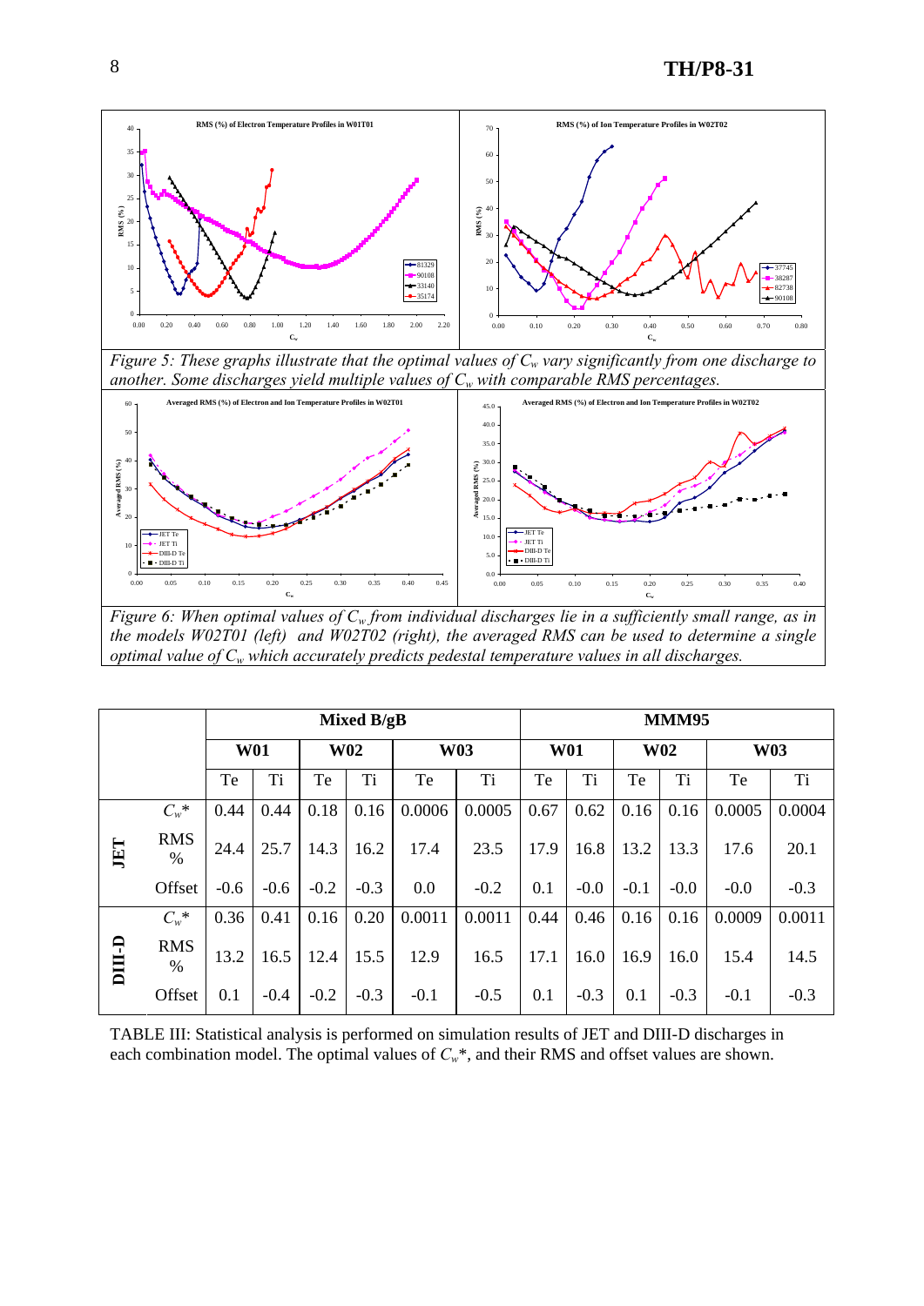RMS (%) of Electron Temperature Profiles in W01T01

RMS (%)

Cw

81329
90108
33140
35174

RMS (%) of Ion Temperature Profiles in W02T02

RMS (%)

Cw

37745
38287
82738
90108

*Figure 5: These graphs illustrate that the optimal values of $C_w$ vary significantly from one discharge to another. Some discharges yield multiple values of $C_w$ with comparable RMS percentages.*

Averaged RMS (%) of Electron and Ion Temperature Profiles in W02T01

Averaged RMS (%)

Cw

JET Te
JET Ti
DIII-D Te
DIII-D Ti

Averaged RMS (%) of Electron and Ion Temperature Profiles in W02T02

Averaged RMS (%)

Cw

JET Te
JET Ti
DIII-D Te
DIII-D Ti

*Figure 6: When optimal values of $C_w$ from individual discharges lie in a sufficiently small range, as in the models W02T01 (left) and W02T02 (right), the averaged RMS can be used to determine a single optimal value of $C_w$ which accurately predicts pedestal temperature values in all discharges.*

| | | **Mixed B/gB** | | | | | | **MMM95** | | | | | |
|---|---|---|---|---|---|---|---|---|---|---|---|---|---|
| | | **W01** | | **W02** | | **W03** | | **W01** | | **W02** | | **W03** | |
| | | Te | Ti | Te | Ti | Te | Ti | Te | Ti | Te | Ti | Te | Ti |
| **JET** | $C_w$* | 0.44 | 0.44 | 0.18 | 0.16 | 0.0006 | 0.0005 | 0.67 | 0.62 | 0.16 | 0.16 | 0.0005 | 0.0004 |
| | RMS % | 24.4 | 25.7 | 14.3 | 16.2 | 17.4 | 23.5 | 17.9 | 16.8 | 13.2 | 13.3 | 17.6 | 20.1 |
| | Offset | -0.6 | -0.6 | -0.2 | -0.3 | 0.0 | -0.2 | 0.1 | -0.0 | -0.1 | -0.0 | -0.0 | -0.3 |
| **DIII-D** | $C_w$* | 0.36 | 0.41 | 0.16 | 0.20 | 0.0011 | 0.0011 | 0.44 | 0.46 | 0.16 | 0.16 | 0.0009 | 0.0011 |
| | RMS % | 13.2 | 16.5 | 12.4 | 15.5 | 12.9 | 16.5 | 17.1 | 16.0 | 16.9 | 16.0 | 15.4 | 14.5 |
| | Offset | 0.1 | -0.4 | -0.2 | -0.3 | -0.1 | -0.5 | 0.1 | -0.3 | 0.1 | -0.3 | -0.1 | -0.3 |

TABLE III: Statistical analysis is performed on simulation results of JET and DIII-D discharges in each combination model. The optimal values of $C_w$*, and their RMS and offset values are shown.